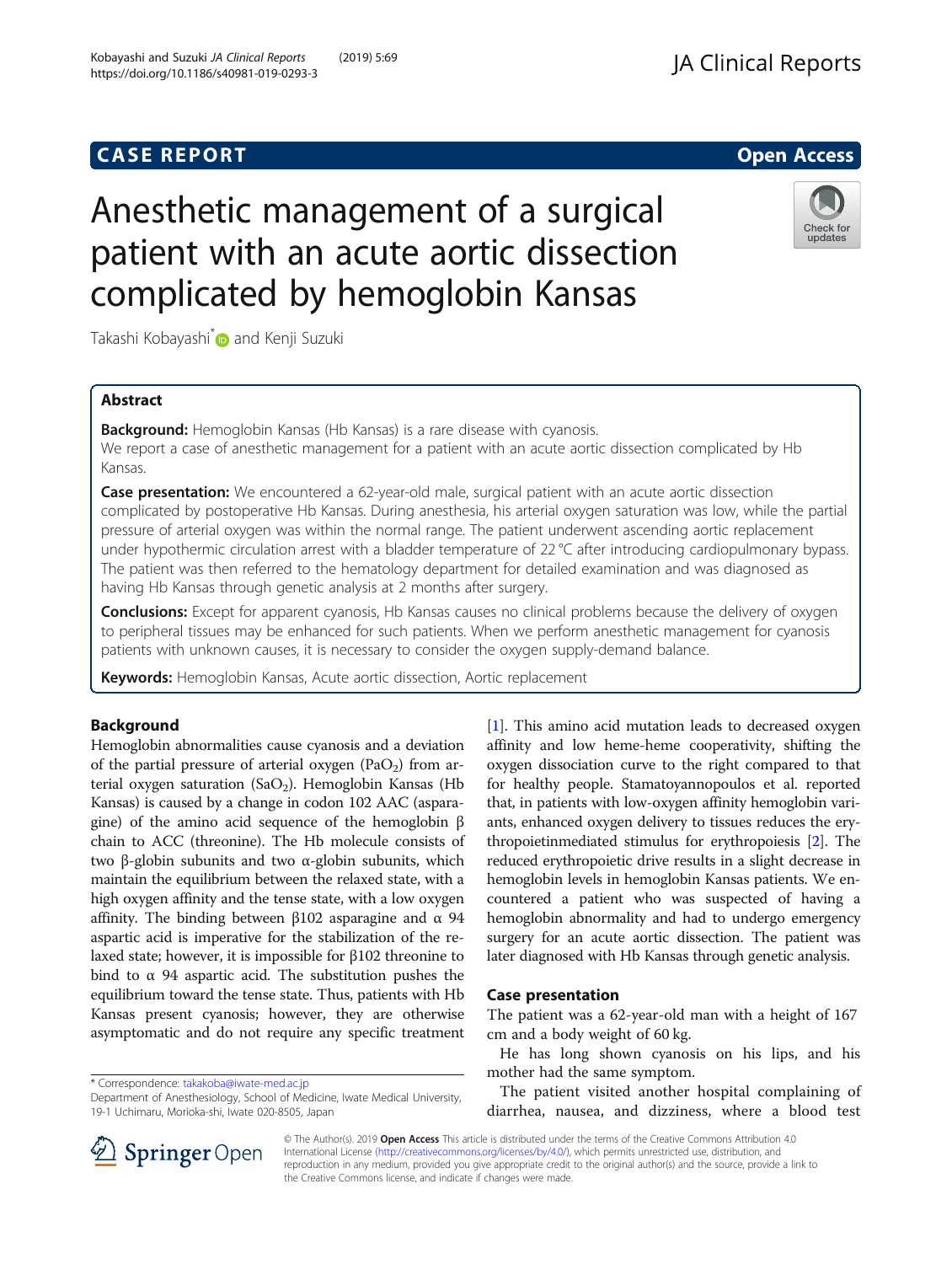CASE REPORT

Open Access

# Anesthetic management of a surgical patient with an acute aortic dissection complicated by hemoglobin Kansas

Takashi Kobayashi* and Kenji Suzuki

## Abstract

**Background:** Hemoglobin Kansas (Hb Kansas) is a rare disease with cyanosis.
We report a case of anesthetic management for a patient with an acute aortic dissection complicated by Hb Kansas.

**Case presentation:** We encountered a 62-year-old male, surgical patient with an acute aortic dissection complicated by postoperative Hb Kansas. During anesthesia, his arterial oxygen saturation was low, while the partial pressure of arterial oxygen was within the normal range. The patient underwent ascending aortic replacement under hypothermic circulation arrest with a bladder temperature of 22 °C after introducing cardiopulmonary bypass. The patient was then referred to the hematology department for detailed examination and was diagnosed as having Hb Kansas through genetic analysis at 2 months after surgery.

**Conclusions:** Except for apparent cyanosis, Hb Kansas causes no clinical problems because the delivery of oxygen to peripheral tissues may be enhanced for such patients. When we perform anesthetic management for cyanosis patients with unknown causes, it is necessary to consider the oxygen supply-demand balance.

**Keywords:** Hemoglobin Kansas, Acute aortic dissection, Aortic replacement

## Background

Hemoglobin abnormalities cause cyanosis and a deviation of the partial pressure of arterial oxygen ($PaO_2$) from arterial oxygen saturation ($SaO_2$). Hemoglobin Kansas (Hb Kansas) is caused by a change in codon 102 AAC (asparagine) of the amino acid sequence of the hemoglobin β chain to ACC (threonine). The Hb molecule consists of two β-globin subunits and two α-globin subunits, which maintain the equilibrium between the relaxed state, with a high oxygen affinity and the tense state, with a low oxygen affinity. The binding between β102 asparagine and α 94 aspartic acid is imperative for the stabilization of the relaxed state; however, it is impossible for β102 threonine to bind to α 94 aspartic acid. The substitution pushes the equilibrium toward the tense state. Thus, patients with Hb Kansas present cyanosis; however, they are otherwise asymptomatic and do not require any specific treatment [1]. This amino acid mutation leads to decreased oxygen affinity and low heme-heme cooperativity, shifting the oxygen dissociation curve to the right compared to that for healthy people. Stamatoyannopoulos et al. reported that, in patients with low-oxygen affinity hemoglobin variants, enhanced oxygen delivery to tissues reduces the erythropoietinmediated stimulus for erythropoiesis [2]. The reduced erythropoietic drive results in a slight decrease in hemoglobin levels in hemoglobin Kansas patients. We encountered a patient who was suspected of having a hemoglobin abnormality and had to undergo emergency surgery for an acute aortic dissection. The patient was later diagnosed with Hb Kansas through genetic analysis.

## Case presentation

The patient was a 62-year-old man with a height of 167 cm and a body weight of 60 kg.

He has long shown cyanosis on his lips, and his mother had the same symptom.

The patient visited another hospital complaining of diarrhea, nausea, and dizziness, where a blood test

---

* Correspondence: takakoba@iwate-med.ac.jp
Department of Anesthesiology, School of Medicine, Iwate Medical University, 19-1 Uchimaru, Morioka-shi, Iwate 020-8505, Japan

© The Author(s). 2019 **Open Access** This article is distributed under the terms of the Creative Commons Attribution 4.0 International License (http://creativecommons.org/licenses/by/4.0/), which permits unrestricted use, distribution, and reproduction in any medium, provided you give appropriate credit to the original author(s) and the source, provide a link to the Creative Commons license, and indicate if changes were made.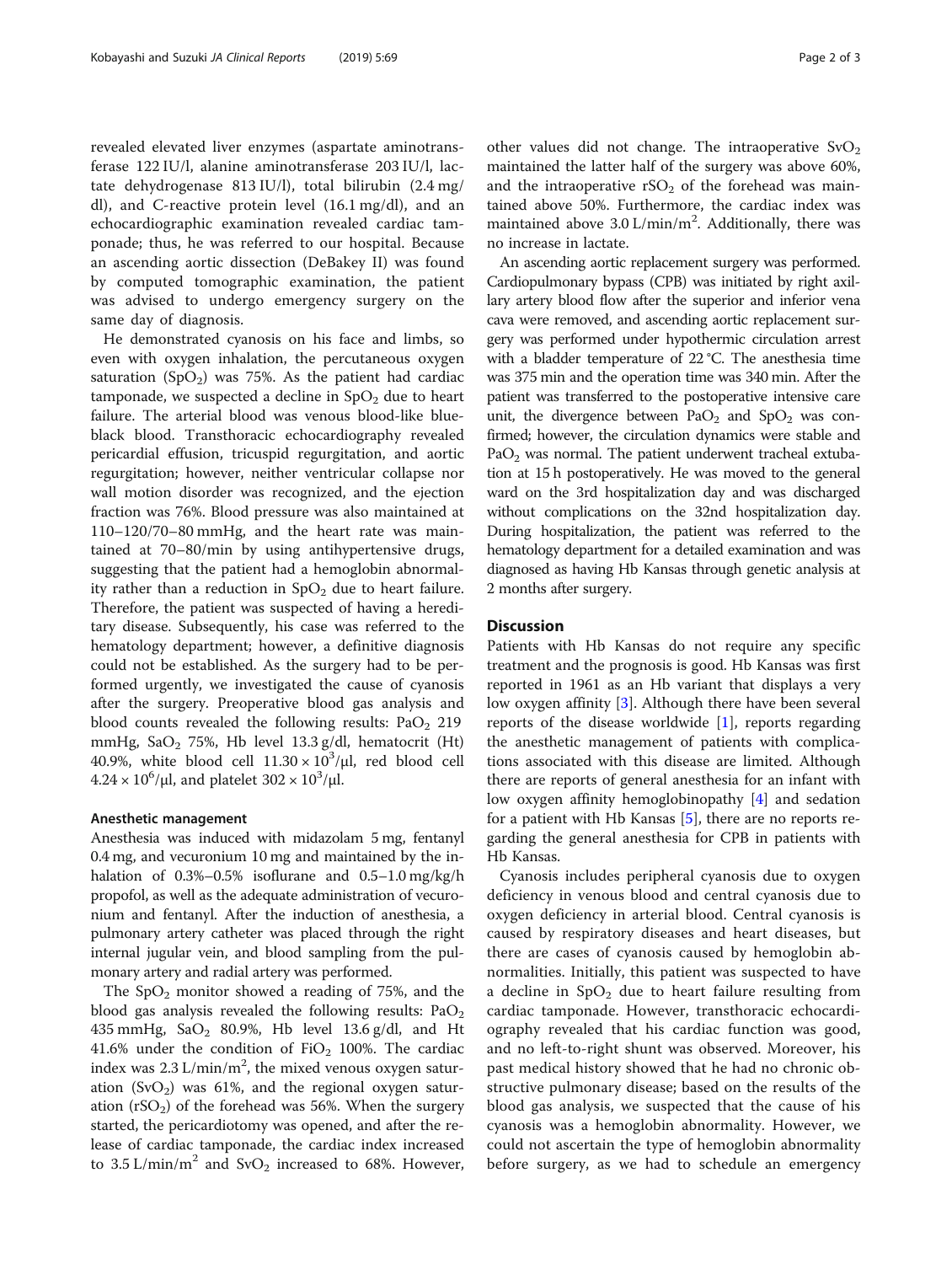revealed elevated liver enzymes (aspartate aminotransferase 122 IU/l, alanine aminotransferase 203 IU/l, lactate dehydrogenase 813 IU/l), total bilirubin (2.4 mg/dl), and C-reactive protein level (16.1 mg/dl), and an echocardiographic examination revealed cardiac tamponade; thus, he was referred to our hospital. Because an ascending aortic dissection (DeBakey II) was found by computed tomographic examination, the patient was advised to undergo emergency surgery on the same day of diagnosis.

He demonstrated cyanosis on his face and limbs, so even with oxygen inhalation, the percutaneous oxygen saturation ($SpO_2$) was 75%. As the patient had cardiac tamponade, we suspected a decline in $SpO_2$ due to heart failure. The arterial blood was venous blood-like blue-black blood. Transthoracic echocardiography revealed pericardial effusion, tricuspid regurgitation, and aortic regurgitation; however, neither ventricular collapse nor wall motion disorder was recognized, and the ejection fraction was 76%. Blood pressure was also maintained at 110–120/70–80 mmHg, and the heart rate was maintained at 70–80/min by using antihypertensive drugs, suggesting that the patient had a hemoglobin abnormality rather than a reduction in $SpO_2$ due to heart failure. Therefore, the patient was suspected of having a hereditary disease. Subsequently, his case was referred to the hematology department; however, a definitive diagnosis could not be established. As the surgery had to be performed urgently, we investigated the cause of cyanosis after the surgery. Preoperative blood gas analysis and blood counts revealed the following results: $PaO_2$ 219 mmHg, $SaO_2$ 75%, Hb level 13.3 g/dl, hematocrit (Ht) 40.9%, white blood cell $11.30 \times 10^3$/μl, red blood cell $4.24 \times 10^6$/μl, and platelet $302 \times 10^3$/μl.

### Anesthetic management

Anesthesia was induced with midazolam 5 mg, fentanyl 0.4 mg, and vecuronium 10 mg and maintained by the inhalation of 0.3%–0.5% isoflurane and 0.5–1.0 mg/kg/h propofol, as well as the adequate administration of vecuronium and fentanyl. After the induction of anesthesia, a pulmonary artery catheter was placed through the right internal jugular vein, and blood sampling from the pulmonary artery and radial artery was performed.

The $SpO_2$ monitor showed a reading of 75%, and the blood gas analysis revealed the following results: $PaO_2$ 435 mmHg, $SaO_2$ 80.9%, Hb level 13.6 g/dl, and Ht 41.6% under the condition of $FiO_2$ 100%. The cardiac index was 2.3 L/min/m$^2$, the mixed venous oxygen saturation ($SvO_2$) was 61%, and the regional oxygen saturation ($rSO_2$) of the forehead was 56%. When the surgery started, the pericardiotomy was opened, and after the release of cardiac tamponade, the cardiac index increased to 3.5 L/min/m$^2$ and $SvO_2$ increased to 68%. However, other values did not change. The intraoperative $SvO_2$ maintained the latter half of the surgery was above 60%, and the intraoperative $rSO_2$ of the forehead was maintained above 50%. Furthermore, the cardiac index was maintained above 3.0 L/min/m$^2$. Additionally, there was no increase in lactate.

An ascending aortic replacement surgery was performed. Cardiopulmonary bypass (CPB) was initiated by right axillary artery blood flow after the superior and inferior vena cava were removed, and ascending aortic replacement surgery was performed under hypothermic circulation arrest with a bladder temperature of 22 °C. The anesthesia time was 375 min and the operation time was 340 min. After the patient was transferred to the postoperative intensive care unit, the divergence between $PaO_2$ and $SpO_2$ was confirmed; however, the circulation dynamics were stable and $PaO_2$ was normal. The patient underwent tracheal extubation at 15 h postoperatively. He was moved to the general ward on the 3rd hospitalization day and was discharged without complications on the 32nd hospitalization day. During hospitalization, the patient was referred to the hematology department for a detailed examination and was diagnosed as having Hb Kansas through genetic analysis at 2 months after surgery.

## Discussion

Patients with Hb Kansas do not require any specific treatment and the prognosis is good. Hb Kansas was first reported in 1961 as an Hb variant that displays a very low oxygen affinity [3]. Although there have been several reports of the disease worldwide [1], reports regarding the anesthetic management of patients with complications associated with this disease are limited. Although there are reports of general anesthesia for an infant with low oxygen affinity hemoglobinopathy [4] and sedation for a patient with Hb Kansas [5], there are no reports regarding the general anesthesia for CPB in patients with Hb Kansas.

Cyanosis includes peripheral cyanosis due to oxygen deficiency in venous blood and central cyanosis due to oxygen deficiency in arterial blood. Central cyanosis is caused by respiratory diseases and heart diseases, but there are cases of cyanosis caused by hemoglobin abnormalities. Initially, this patient was suspected to have a decline in $SpO_2$ due to heart failure resulting from cardiac tamponade. However, transthoracic echocardiography revealed that his cardiac function was good, and no left-to-right shunt was observed. Moreover, his past medical history showed that he had no chronic obstructive pulmonary disease; based on the results of the blood gas analysis, we suspected that the cause of his cyanosis was a hemoglobin abnormality. However, we could not ascertain the type of hemoglobin abnormality before surgery, as we had to schedule an emergency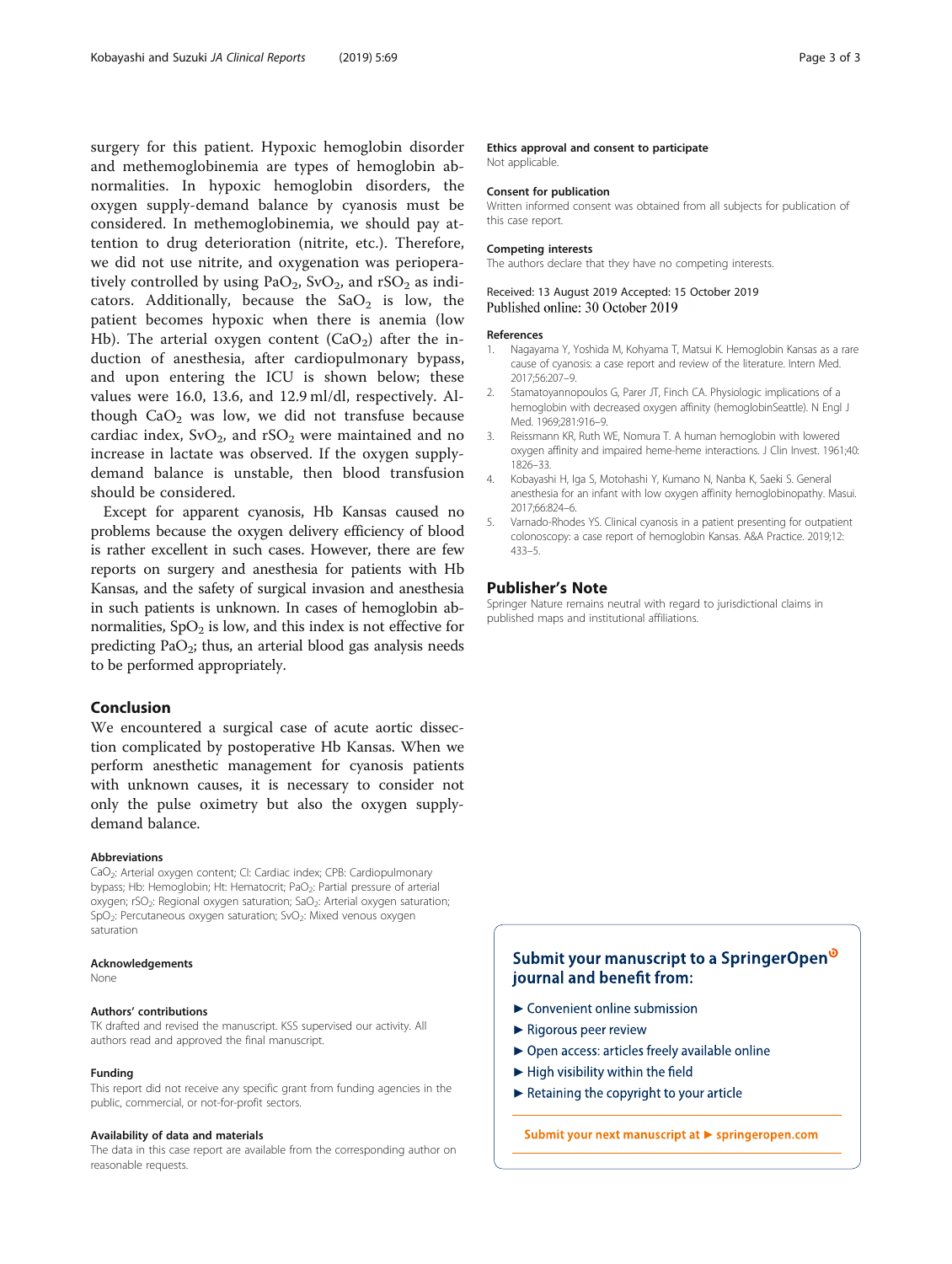surgery for this patient. Hypoxic hemoglobin disorder and methemoglobinemia are types of hemoglobin abnormalities. In hypoxic hemoglobin disorders, the oxygen supply-demand balance by cyanosis must be considered. In methemoglobinemia, we should pay attention to drug deterioration (nitrite, etc.). Therefore, we did not use nitrite, and oxygenation was perioperatively controlled by using $PaO_2$, $SvO_2$, and $rSO_2$ as indicators. Additionally, because the $SaO_2$ is low, the patient becomes hypoxic when there is anemia (low Hb). The arterial oxygen content ($CaO_2$) after the induction of anesthesia, after cardiopulmonary bypass, and upon entering the ICU is shown below; these values were 16.0, 13.6, and 12.9 ml/dl, respectively. Although $CaO_2$ was low, we did not transfuse because cardiac index, $SvO_2$, and $rSO_2$ were maintained and no increase in lactate was observed. If the oxygen supply-demand balance is unstable, then blood transfusion should be considered.

Except for apparent cyanosis, Hb Kansas caused no problems because the oxygen delivery efficiency of blood is rather excellent in such cases. However, there are few reports on surgery and anesthesia for patients with Hb Kansas, and the safety of surgical invasion and anesthesia in such patients is unknown. In cases of hemoglobin abnormalities, $SpO_2$ is low, and this index is not effective for predicting $PaO_2$; thus, an arterial blood gas analysis needs to be performed appropriately.

## Conclusion

We encountered a surgical case of acute aortic dissection complicated by postoperative Hb Kansas. When we perform anesthetic management for cyanosis patients with unknown causes, it is necessary to consider not only the pulse oximetry but also the oxygen supply-demand balance.

#### Abbreviations

$CaO_2$: Arterial oxygen content; CI: Cardiac index; CPB: Cardiopulmonary bypass; Hb: Hemoglobin; Ht: Hematocrit; $PaO_2$: Partial pressure of arterial oxygen; $rSO_2$: Regional oxygen saturation; $SaO_2$: Arterial oxygen saturation; $SpO_2$: Percutaneous oxygen saturation; $SvO_2$: Mixed venous oxygen saturation

#### Acknowledgements

None

#### Authors' contributions

TK drafted and revised the manuscript. KSS supervised our activity. All authors read and approved the final manuscript.

#### Funding

This report did not receive any specific grant from funding agencies in the public, commercial, or not-for-profit sectors.

#### Availability of data and materials

The data in this case report are available from the corresponding author on reasonable requests.

#### Ethics approval and consent to participate

Not applicable.

#### Consent for publication

Written informed consent was obtained from all subjects for publication of this case report.

#### Competing interests

The authors declare that they have no competing interests.

Received: 13 August 2019 Accepted: 15 October 2019
Published online: 30 October 2019

#### References

1. Nagayama Y, Yoshida M, Kohyama T, Matsui K. Hemoglobin Kansas as a rare cause of cyanosis: a case report and review of the literature. Intern Med. 2017;56:207–9.
2. Stamatoyannopoulos G, Parer JT, Finch CA. Physiologic implications of a hemoglobin with decreased oxygen affinity (hemoglobinSeattle). N Engl J Med. 1969;281:916–9.
3. Reissmann KR, Ruth WE, Nomura T. A human hemoglobin with lowered oxygen affinity and impaired heme-heme interactions. J Clin Invest. 1961;40:1826–33.
4. Kobayashi H, Iga S, Motohashi Y, Kumano N, Nanba K, Saeki S. General anesthesia for an infant with low oxygen affinity hemoglobinopathy. Masui. 2017;66:824–6.
5. Varnado-Rhodes YS. Clinical cyanosis in a patient presenting for outpatient colonoscopy: a case report of hemoglobin Kansas. A&A Practice. 2019;12:433–5.

## Publisher's Note

Springer Nature remains neutral with regard to jurisdictional claims in published maps and institutional affiliations.